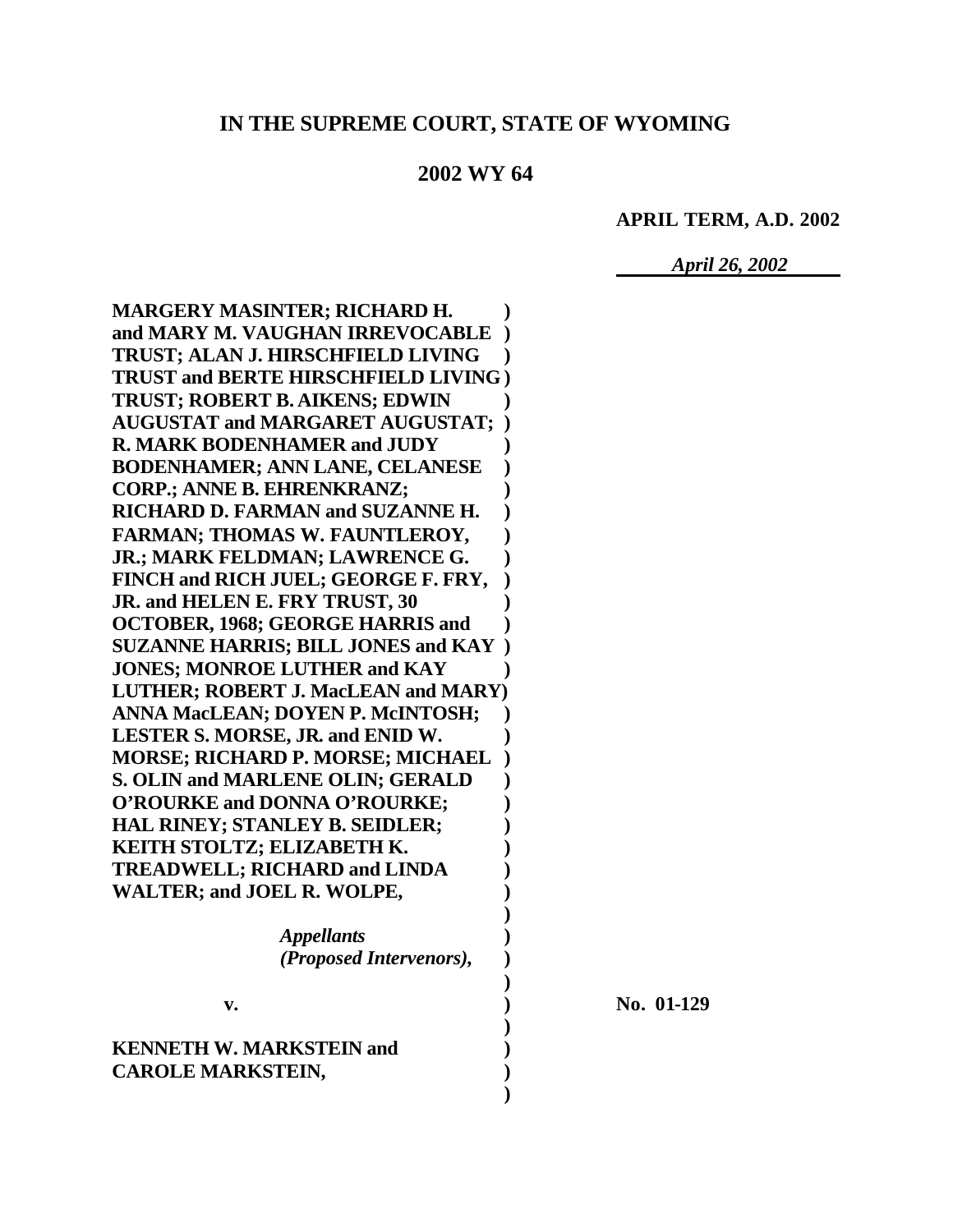# IN THE SUPREME COURT, STATE OF WYOMING

## 2002 WY 64

**APRIL TERM, A.D. 2002**

*April 26, 2002*

**MARGERY MASINTER; RICHARD H. and MARY M. VAUGHAN IRREVOCABLE TRUST; ALAN J. HIRSCHFIELD LIVING TRUST and BERTE HIRSCHFIELD LIVING TRUST; ROBERT B. AIKENS; EDWIN AUGUSTAT and MARGARET AUGUSTAT; R. MARK BODENHAMER and JUDY BODENHAMER; ANN LANE, CELANESE CORP.; ANNE B. EHRENKRANZ; RICHARD D. FARMAN and SUZANNE H. FARMAN; THOMAS W. FAUNTLEROY, JR.; MARK FELDMAN; LAWRENCE G. FINCH and RICH JUEL; GEORGE F. FRY, JR. and HELEN E. FRY TRUST, 30 OCTOBER, 1968; GEORGE HARRIS and SUZANNE HARRIS; BILL JONES and KAY JONES; MONROE LUTHER and KAY LUTHER; ROBERT J. MacLEAN and MARY ANNA MacLEAN; DOYEN P. McINTOSH; LESTER S. MORSE, JR. and ENID W. MORSE; RICHARD P. MORSE; MICHAEL S. OLIN and MARLENE OLIN; GERALD O'ROURKE and DONNA O'ROURKE; HAL RINEY; STANLEY B. SEIDLER; KEITH STOLTZ; ELIZABETH K. TREADWELL; RICHARD and LINDA WALTER; and JOEL R. WOLPE,**

***Appellants (Proposed Intervenors),***

**v.**

**KENNETH W. MARKSTEIN and CAROLE MARKSTEIN,**

**No. 01-129**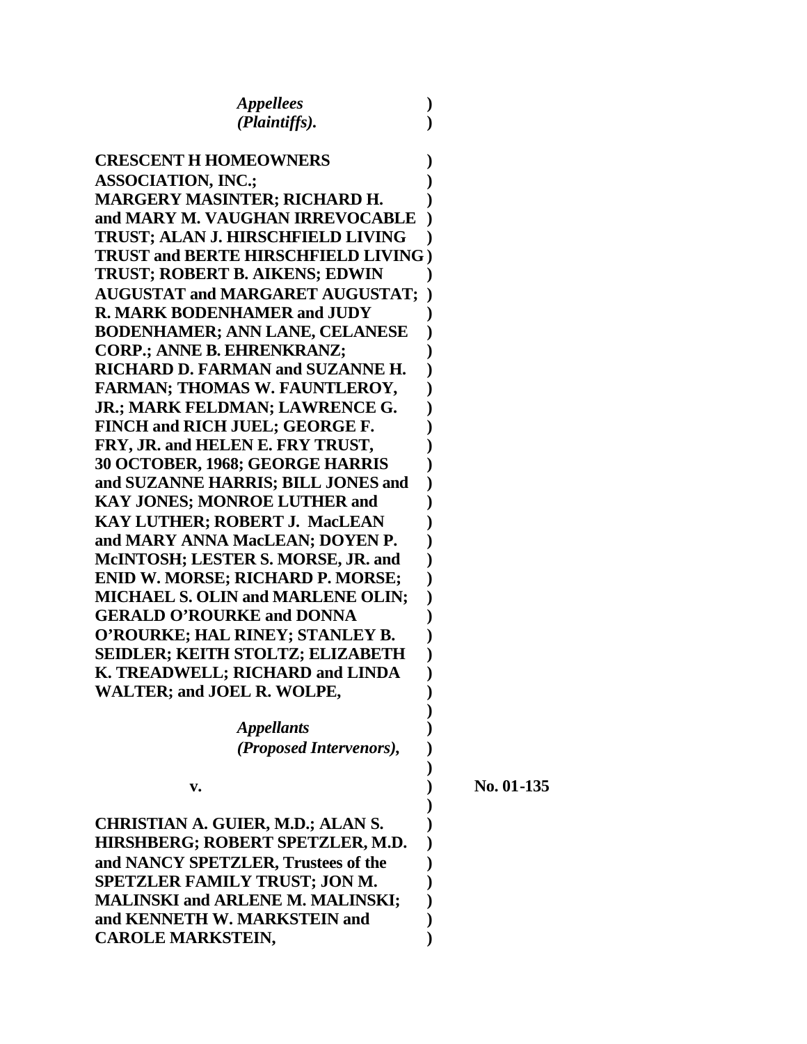*Appellees*
*(Plaintiffs).*

**CRESCENT H HOMEOWNERS ASSOCIATION, INC.; MARGERY MASINTER; RICHARD H. and MARY M. VAUGHAN IRREVOCABLE TRUST; ALAN J. HIRSCHFIELD LIVING TRUST and BERTE HIRSCHFIELD LIVING TRUST; ROBERT B. AIKENS; EDWIN AUGUSTAT and MARGARET AUGUSTAT; R. MARK BODENHAMER and JUDY BODENHAMER; ANN LANE, CELANESE CORP.; ANNE B. EHRENKRANZ; RICHARD D. FARMAN and SUZANNE H. FARMAN; THOMAS W. FAUNTLEROY, JR.; MARK FELDMAN; LAWRENCE G. FINCH and RICH JUEL; GEORGE F. FRY, JR. and HELEN E. FRY TRUST, 30 OCTOBER, 1968; GEORGE HARRIS and SUZANNE HARRIS; BILL JONES and KAY JONES; MONROE LUTHER and KAY LUTHER; ROBERT J. MacLEAN and MARY ANNA MacLEAN; DOYEN P. McINTOSH; LESTER S. MORSE, JR. and ENID W. MORSE; RICHARD P. MORSE; MICHAEL S. OLIN and MARLENE OLIN; GERALD O'ROURKE and DONNA O'ROURKE; HAL RINEY; STANLEY B. SEIDLER; KEITH STOLTZ; ELIZABETH K. TREADWELL; RICHARD and LINDA WALTER; and JOEL R. WOLPE,**

*Appellants*
*(Proposed Intervenors),*

**v.** **No. 01-135**

**CHRISTIAN A. GUIER, M.D.; ALAN S. HIRSHBERG; ROBERT SPETZLER, M.D. and NANCY SPETZLER, Trustees of the SPETZLER FAMILY TRUST; JON M. MALINSKI and ARLENE M. MALINSKI; and KENNETH W. MARKSTEIN and CAROLE MARKSTEIN,**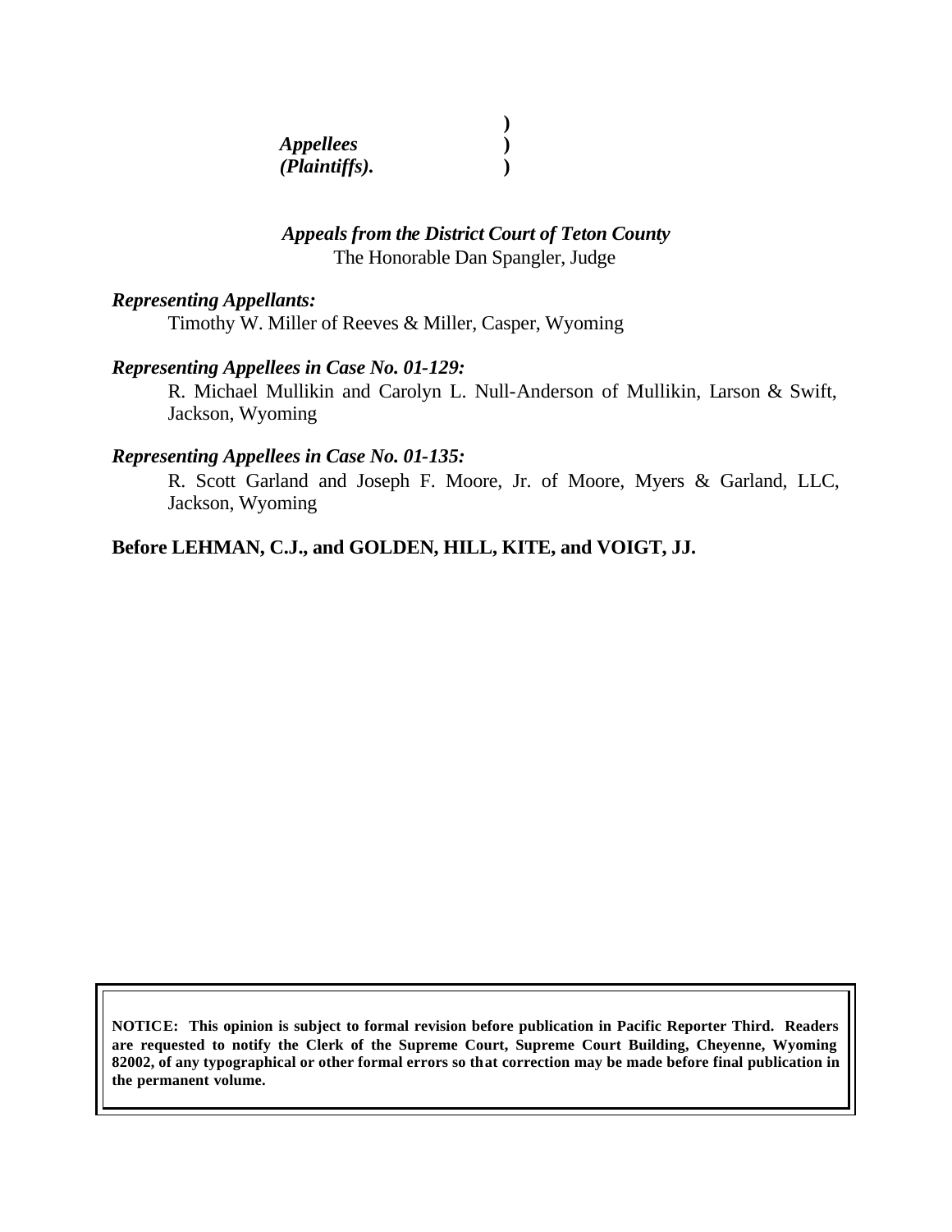*Appellees* )
*(Plaintiffs).* )

***Appeals from the District Court of Teton County***
The Honorable Dan Spangler, Judge

***Representing Appellants:***
Timothy W. Miller of Reeves & Miller, Casper, Wyoming

***Representing Appellees in Case No. 01-129:***
R. Michael Mullikin and Carolyn L. Null-Anderson of Mullikin, Larson & Swift, Jackson, Wyoming

***Representing Appellees in Case No. 01-135:***
R. Scott Garland and Joseph F. Moore, Jr. of Moore, Myers & Garland, LLC, Jackson, Wyoming

**Before LEHMAN, C.J., and GOLDEN, HILL, KITE, and VOIGT, JJ.**

**NOTICE: This opinion is subject to formal revision before publication in Pacific Reporter Third. Readers are requested to notify the Clerk of the Supreme Court, Supreme Court Building, Cheyenne, Wyoming 82002, of any typographical or other formal errors so that correction may be made before final publication in the permanent volume.**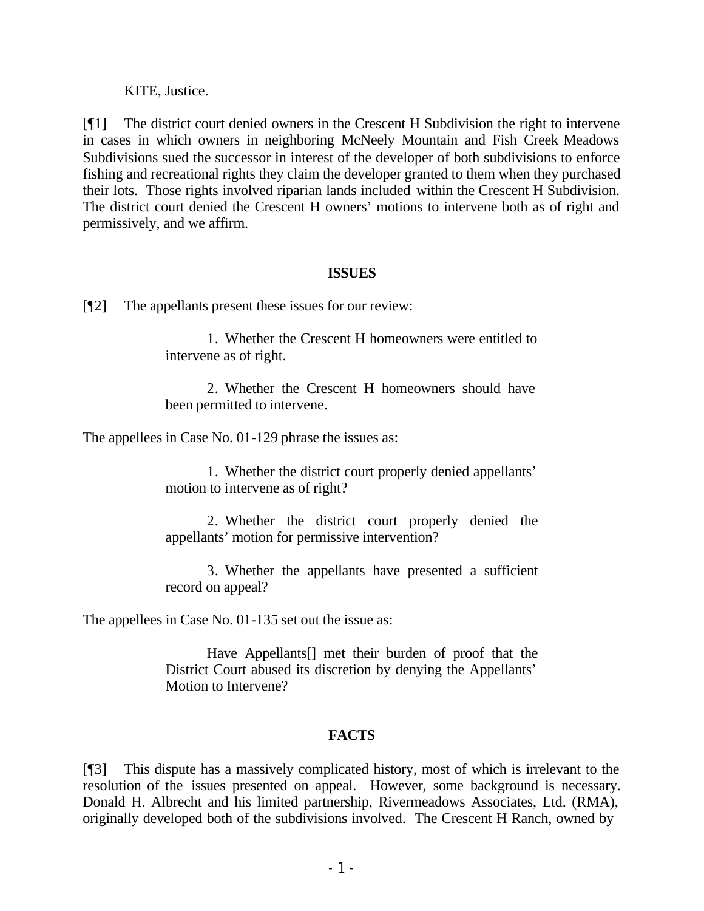KITE, Justice.

[¶1] The district court denied owners in the Crescent H Subdivision the right to intervene in cases in which owners in neighboring McNeely Mountain and Fish Creek Meadows Subdivisions sued the successor in interest of the developer of both subdivisions to enforce fishing and recreational rights they claim the developer granted to them when they purchased their lots. Those rights involved riparian lands included within the Crescent H Subdivision. The district court denied the Crescent H owners' motions to intervene both as of right and permissively, and we affirm.

## ISSUES

[¶2] The appellants present these issues for our review:

> 1. Whether the Crescent H homeowners were entitled to intervene as of right.
>
> 2. Whether the Crescent H homeowners should have been permitted to intervene.

The appellees in Case No. 01-129 phrase the issues as:

> 1. Whether the district court properly denied appellants' motion to intervene as of right?
>
> 2. Whether the district court properly denied the appellants' motion for permissive intervention?
>
> 3. Whether the appellants have presented a sufficient record on appeal?

The appellees in Case No. 01-135 set out the issue as:

> Have Appellants[] met their burden of proof that the District Court abused its discretion by denying the Appellants' Motion to Intervene?

## FACTS

[¶3] This dispute has a massively complicated history, most of which is irrelevant to the resolution of the issues presented on appeal. However, some background is necessary. Donald H. Albrecht and his limited partnership, Rivermeadows Associates, Ltd. (RMA), originally developed both of the subdivisions involved. The Crescent H Ranch, owned by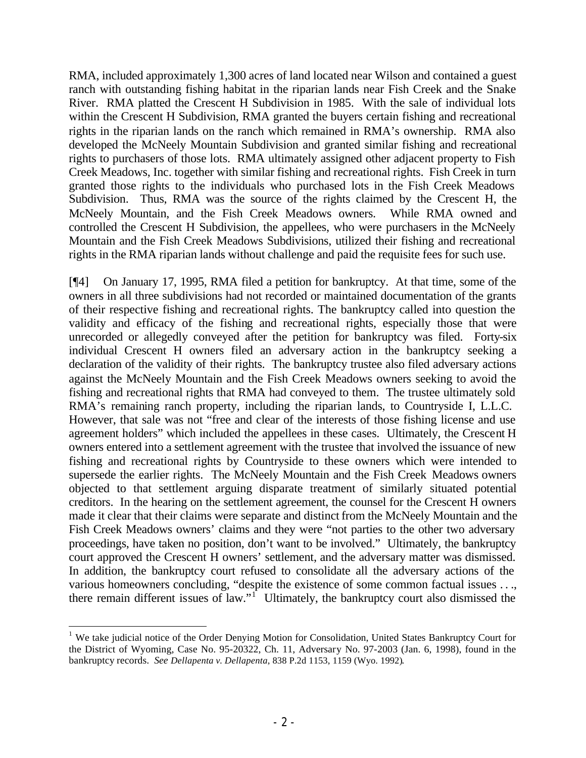RMA, included approximately 1,300 acres of land located near Wilson and contained a guest ranch with outstanding fishing habitat in the riparian lands near Fish Creek and the Snake River. RMA platted the Crescent H Subdivision in 1985. With the sale of individual lots within the Crescent H Subdivision, RMA granted the buyers certain fishing and recreational rights in the riparian lands on the ranch which remained in RMA's ownership. RMA also developed the McNeely Mountain Subdivision and granted similar fishing and recreational rights to purchasers of those lots. RMA ultimately assigned other adjacent property to Fish Creek Meadows, Inc. together with similar fishing and recreational rights. Fish Creek in turn granted those rights to the individuals who purchased lots in the Fish Creek Meadows Subdivision. Thus, RMA was the source of the rights claimed by the Crescent H, the McNeely Mountain, and the Fish Creek Meadows owners. While RMA owned and controlled the Crescent H Subdivision, the appellees, who were purchasers in the McNeely Mountain and the Fish Creek Meadows Subdivisions, utilized their fishing and recreational rights in the RMA riparian lands without challenge and paid the requisite fees for such use.

[¶4] On January 17, 1995, RMA filed a petition for bankruptcy. At that time, some of the owners in all three subdivisions had not recorded or maintained documentation of the grants of their respective fishing and recreational rights. The bankruptcy called into question the validity and efficacy of the fishing and recreational rights, especially those that were unrecorded or allegedly conveyed after the petition for bankruptcy was filed. Forty-six individual Crescent H owners filed an adversary action in the bankruptcy seeking a declaration of the validity of their rights. The bankruptcy trustee also filed adversary actions against the McNeely Mountain and the Fish Creek Meadows owners seeking to avoid the fishing and recreational rights that RMA had conveyed to them. The trustee ultimately sold RMA's remaining ranch property, including the riparian lands, to Countryside I, L.L.C. However, that sale was not "free and clear of the interests of those fishing license and use agreement holders" which included the appellees in these cases. Ultimately, the Crescent H owners entered into a settlement agreement with the trustee that involved the issuance of new fishing and recreational rights by Countryside to these owners which were intended to supersede the earlier rights. The McNeely Mountain and the Fish Creek Meadows owners objected to that settlement arguing disparate treatment of similarly situated potential creditors. In the hearing on the settlement agreement, the counsel for the Crescent H owners made it clear that their claims were separate and distinct from the McNeely Mountain and the Fish Creek Meadows owners' claims and they were "not parties to the other two adversary proceedings, have taken no position, don't want to be involved." Ultimately, the bankruptcy court approved the Crescent H owners' settlement, and the adversary matter was dismissed. In addition, the bankruptcy court refused to consolidate all the adversary actions of the various homeowners concluding, "despite the existence of some common factual issues . . ., there remain different issues of law."[1] Ultimately, the bankruptcy court also dismissed the

[1] We take judicial notice of the Order Denying Motion for Consolidation, United States Bankruptcy Court for the District of Wyoming, Case No. 95-20322, Ch. 11, Adversary No. 97-2003 (Jan. 6, 1998), found in the bankruptcy records. *See Dellapenta v. Dellapenta*, 838 P.2d 1153, 1159 (Wyo. 1992).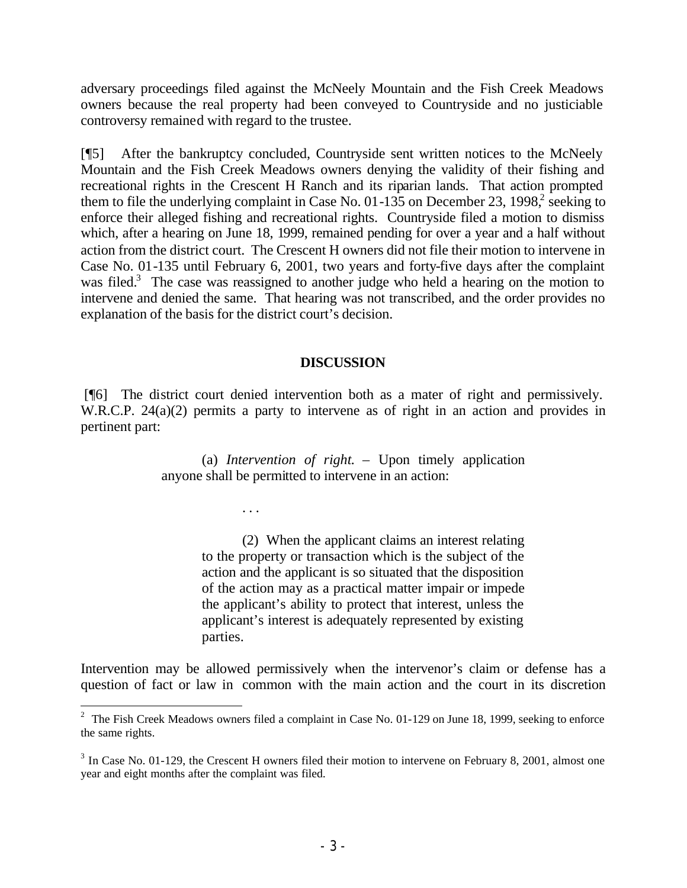adversary proceedings filed against the McNeely Mountain and the Fish Creek Meadows owners because the real property had been conveyed to Countryside and no justiciable controversy remained with regard to the trustee.

[¶5] After the bankruptcy concluded, Countryside sent written notices to the McNeely Mountain and the Fish Creek Meadows owners denying the validity of their fishing and recreational rights in the Crescent H Ranch and its riparian lands. That action prompted them to file the underlying complaint in Case No. 01-135 on December 23, 1998,[2] seeking to enforce their alleged fishing and recreational rights. Countryside filed a motion to dismiss which, after a hearing on June 18, 1999, remained pending for over a year and a half without action from the district court. The Crescent H owners did not file their motion to intervene in Case No. 01-135 until February 6, 2001, two years and forty-five days after the complaint was filed.[3] The case was reassigned to another judge who held a hearing on the motion to intervene and denied the same. That hearing was not transcribed, and the order provides no explanation of the basis for the district court's decision.

## DISCUSSION

[¶6] The district court denied intervention both as a mater of right and permissively. W.R.C.P. 24(a)(2) permits a party to intervene as of right in an action and provides in pertinent part:

> (a) *Intervention of right.* – Upon timely application anyone shall be permitted to intervene in an action:
>
> . . .
>
> (2) When the applicant claims an interest relating to the property or transaction which is the subject of the action and the applicant is so situated that the disposition of the action may as a practical matter impair or impede the applicant's ability to protect that interest, unless the applicant's interest is adequately represented by existing parties.

Intervention may be allowed permissively when the intervenor's claim or defense has a question of fact or law in common with the main action and the court in its discretion

---

[2] The Fish Creek Meadows owners filed a complaint in Case No. 01-129 on June 18, 1999, seeking to enforce the same rights.

[3] In Case No. 01-129, the Crescent H owners filed their motion to intervene on February 8, 2001, almost one year and eight months after the complaint was filed.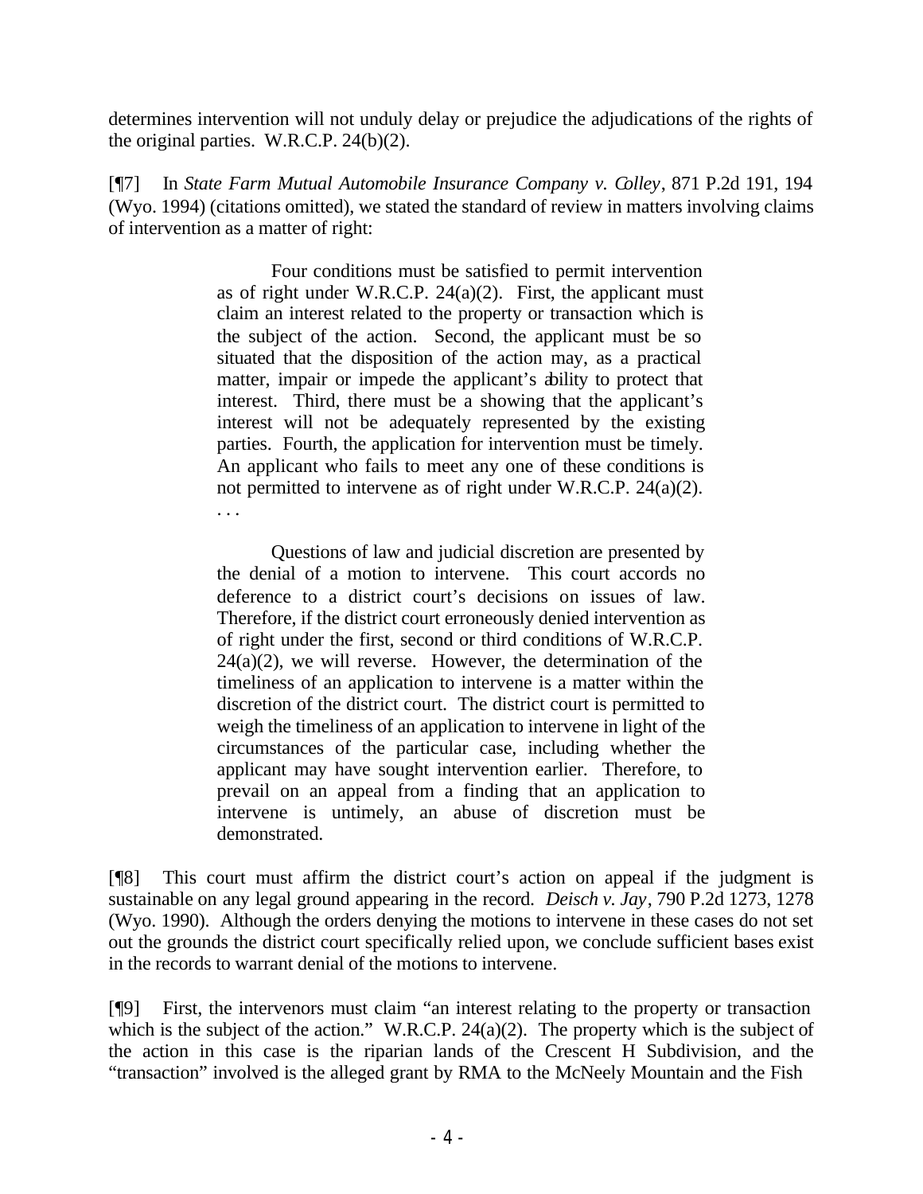determines intervention will not unduly delay or prejudice the adjudications of the rights of the original parties. W.R.C.P. 24(b)(2).

[¶7] In *State Farm Mutual Automobile Insurance Company v. Colley*, 871 P.2d 191, 194 (Wyo. 1994) (citations omitted), we stated the standard of review in matters involving claims of intervention as a matter of right:

> Four conditions must be satisfied to permit intervention as of right under W.R.C.P. 24(a)(2). First, the applicant must claim an interest related to the property or transaction which is the subject of the action. Second, the applicant must be so situated that the disposition of the action may, as a practical matter, impair or impede the applicant's ability to protect that interest. Third, there must be a showing that the applicant's interest will not be adequately represented by the existing parties. Fourth, the application for intervention must be timely. An applicant who fails to meet any one of these conditions is not permitted to intervene as of right under W.R.C.P. 24(a)(2). . . .
>
> Questions of law and judicial discretion are presented by the denial of a motion to intervene. This court accords no deference to a district court's decisions on issues of law. Therefore, if the district court erroneously denied intervention as of right under the first, second or third conditions of W.R.C.P. 24(a)(2), we will reverse. However, the determination of the timeliness of an application to intervene is a matter within the discretion of the district court. The district court is permitted to weigh the timeliness of an application to intervene in light of the circumstances of the particular case, including whether the applicant may have sought intervention earlier. Therefore, to prevail on an appeal from a finding that an application to intervene is untimely, an abuse of discretion must be demonstrated.

[¶8] This court must affirm the district court's action on appeal if the judgment is sustainable on any legal ground appearing in the record. *Deisch v. Jay*, 790 P.2d 1273, 1278 (Wyo. 1990). Although the orders denying the motions to intervene in these cases do not set out the grounds the district court specifically relied upon, we conclude sufficient bases exist in the records to warrant denial of the motions to intervene.

[¶9] First, the intervenors must claim "an interest relating to the property or transaction which is the subject of the action." W.R.C.P. 24(a)(2). The property which is the subject of the action in this case is the riparian lands of the Crescent H Subdivision, and the "transaction" involved is the alleged grant by RMA to the McNeely Mountain and the Fish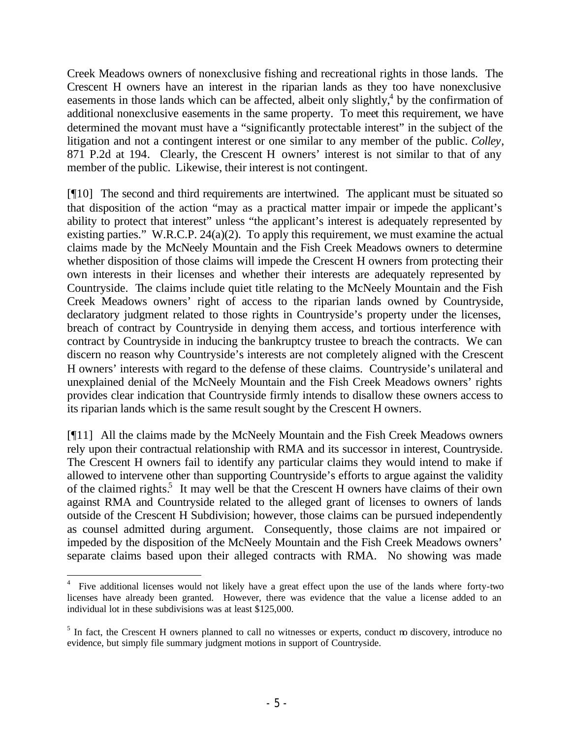Creek Meadows owners of nonexclusive fishing and recreational rights in those lands. The Crescent H owners have an interest in the riparian lands as they too have nonexclusive easements in those lands which can be affected, albeit only slightly,[4] by the confirmation of additional nonexclusive easements in the same property. To meet this requirement, we have determined the movant must have a "significantly protectable interest" in the subject of the litigation and not a contingent interest or one similar to any member of the public. *Colley*, 871 P.2d at 194. Clearly, the Crescent H owners' interest is not similar to that of any member of the public. Likewise, their interest is not contingent.

[¶10] The second and third requirements are intertwined. The applicant must be situated so that disposition of the action "may as a practical matter impair or impede the applicant's ability to protect that interest" unless "the applicant's interest is adequately represented by existing parties." W.R.C.P. 24(a)(2). To apply this requirement, we must examine the actual claims made by the McNeely Mountain and the Fish Creek Meadows owners to determine whether disposition of those claims will impede the Crescent H owners from protecting their own interests in their licenses and whether their interests are adequately represented by Countryside. The claims include quiet title relating to the McNeely Mountain and the Fish Creek Meadows owners' right of access to the riparian lands owned by Countryside, declaratory judgment related to those rights in Countryside's property under the licenses, breach of contract by Countryside in denying them access, and tortious interference with contract by Countryside in inducing the bankruptcy trustee to breach the contracts. We can discern no reason why Countryside's interests are not completely aligned with the Crescent H owners' interests with regard to the defense of these claims. Countryside's unilateral and unexplained denial of the McNeely Mountain and the Fish Creek Meadows owners' rights provides clear indication that Countryside firmly intends to disallow these owners access to its riparian lands which is the same result sought by the Crescent H owners.

[¶11] All the claims made by the McNeely Mountain and the Fish Creek Meadows owners rely upon their contractual relationship with RMA and its successor in interest, Countryside. The Crescent H owners fail to identify any particular claims they would intend to make if allowed to intervene other than supporting Countryside's efforts to argue against the validity of the claimed rights.[5] It may well be that the Crescent H owners have claims of their own against RMA and Countryside related to the alleged grant of licenses to owners of lands outside of the Crescent H Subdivision; however, those claims can be pursued independently as counsel admitted during argument. Consequently, those claims are not impaired or impeded by the disposition of the McNeely Mountain and the Fish Creek Meadows owners' separate claims based upon their alleged contracts with RMA. No showing was made

---

[4] Five additional licenses would not likely have a great effect upon the use of the lands where forty-two licenses have already been granted. However, there was evidence that the value a license added to an individual lot in these subdivisions was at least $125,000.

[5] In fact, the Crescent H owners planned to call no witnesses or experts, conduct no discovery, introduce no evidence, but simply file summary judgment motions in support of Countryside.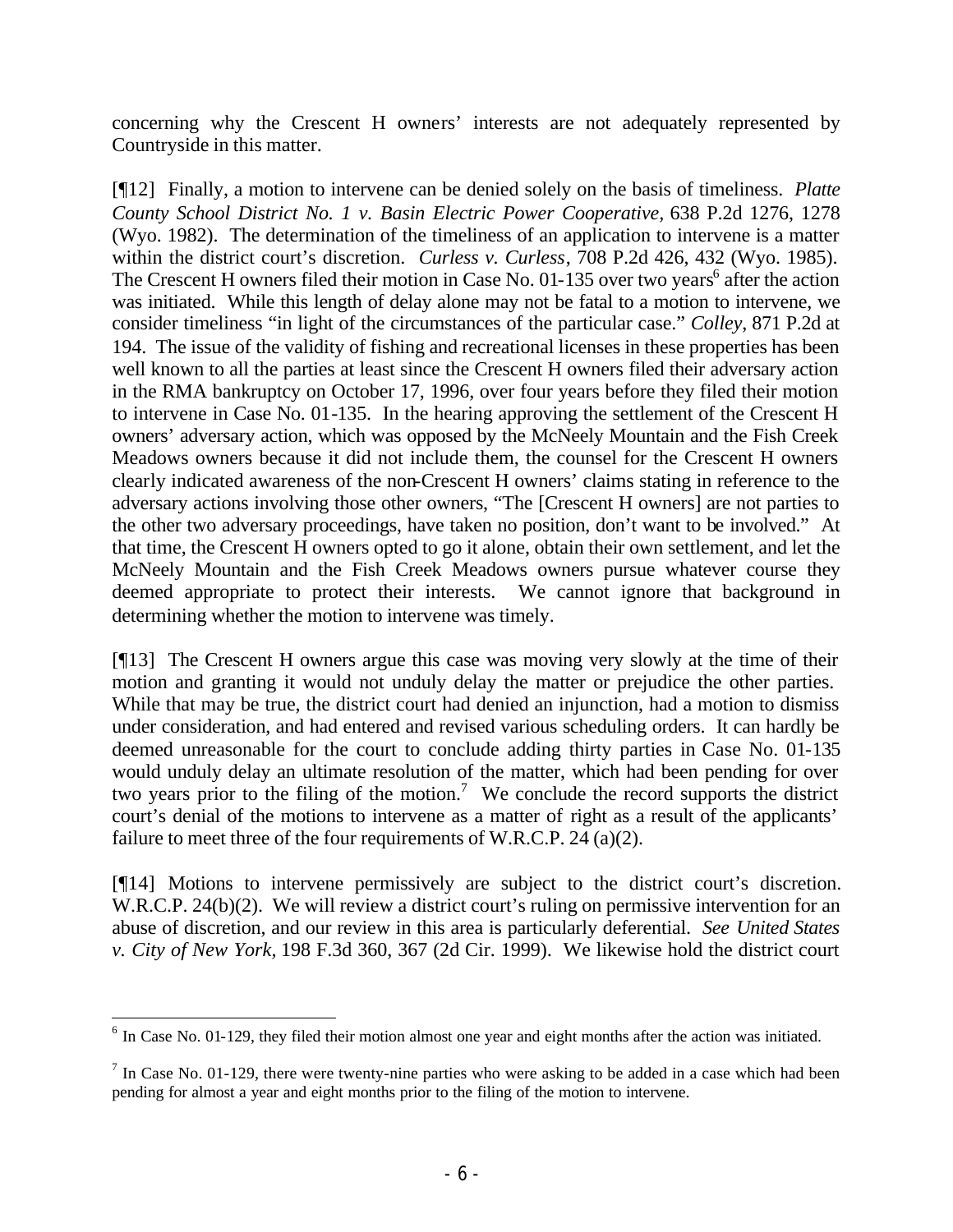concerning why the Crescent H owners' interests are not adequately represented by Countryside in this matter.

[¶12] Finally, a motion to intervene can be denied solely on the basis of timeliness. *Platte County School District No. 1 v. Basin Electric Power Cooperative,* 638 P.2d 1276, 1278 (Wyo. 1982). The determination of the timeliness of an application to intervene is a matter within the district court's discretion. *Curless v. Curless*, 708 P.2d 426, 432 (Wyo. 1985). The Crescent H owners filed their motion in Case No. 01-135 over two years[6] after the action was initiated. While this length of delay alone may not be fatal to a motion to intervene, we consider timeliness "in light of the circumstances of the particular case." *Colley*, 871 P.2d at 194. The issue of the validity of fishing and recreational licenses in these properties has been well known to all the parties at least since the Crescent H owners filed their adversary action in the RMA bankruptcy on October 17, 1996, over four years before they filed their motion to intervene in Case No. 01-135. In the hearing approving the settlement of the Crescent H owners' adversary action, which was opposed by the McNeely Mountain and the Fish Creek Meadows owners because it did not include them, the counsel for the Crescent H owners clearly indicated awareness of the non-Crescent H owners' claims stating in reference to the adversary actions involving those other owners, "The [Crescent H owners] are not parties to the other two adversary proceedings, have taken no position, don't want to be involved." At that time, the Crescent H owners opted to go it alone, obtain their own settlement, and let the McNeely Mountain and the Fish Creek Meadows owners pursue whatever course they deemed appropriate to protect their interests. We cannot ignore that background in determining whether the motion to intervene was timely.

[¶13] The Crescent H owners argue this case was moving very slowly at the time of their motion and granting it would not unduly delay the matter or prejudice the other parties. While that may be true, the district court had denied an injunction, had a motion to dismiss under consideration, and had entered and revised various scheduling orders. It can hardly be deemed unreasonable for the court to conclude adding thirty parties in Case No. 01-135 would unduly delay an ultimate resolution of the matter, which had been pending for over two years prior to the filing of the motion.[7] We conclude the record supports the district court's denial of the motions to intervene as a matter of right as a result of the applicants' failure to meet three of the four requirements of W.R.C.P. 24 (a)(2).

[¶14] Motions to intervene permissively are subject to the district court's discretion. W.R.C.P. 24(b)(2). We will review a district court's ruling on permissive intervention for an abuse of discretion, and our review in this area is particularly deferential. *See United States v. City of New York,* 198 F.3d 360, 367 (2d Cir. 1999). We likewise hold the district court

---

[6] In Case No. 01-129, they filed their motion almost one year and eight months after the action was initiated.

[7] In Case No. 01-129, there were twenty-nine parties who were asking to be added in a case which had been pending for almost a year and eight months prior to the filing of the motion to intervene.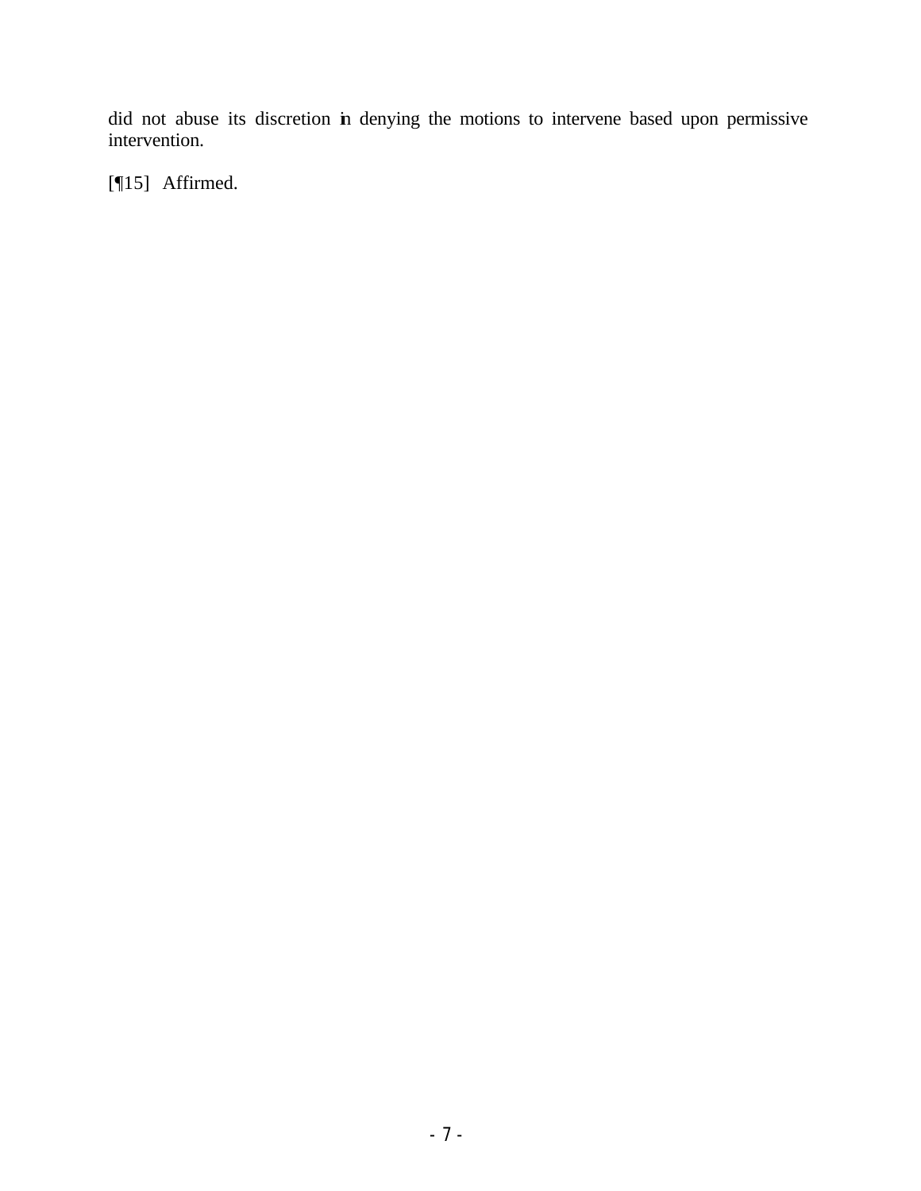did not abuse its discretion in denying the motions to intervene based upon permissive intervention.

[¶15] Affirmed.